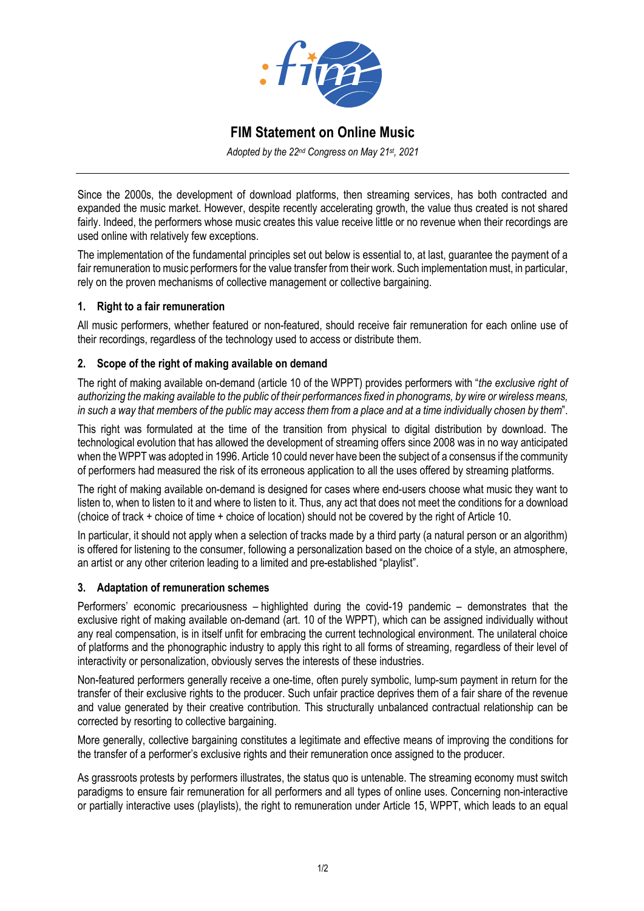# FIM Statement on Online Music

*Adopted by the 22nd Congress on May 21st, 2021*

---

Since the 2000s, the development of download platforms, then streaming services, has both contracted and expanded the music market. However, despite recently accelerating growth, the value thus created is not shared fairly. Indeed, the performers whose music creates this value receive little or no revenue when their recordings are used online with relatively few exceptions.

The implementation of the fundamental principles set out below is essential to, at last, guarantee the payment of a fair remuneration to music performers for the value transfer from their work. Such implementation must, in particular, rely on the proven mechanisms of collective management or collective bargaining.

### 1. Right to a fair remuneration

All music performers, whether featured or non-featured, should receive fair remuneration for each online use of their recordings, regardless of the technology used to access or distribute them.

### 2. Scope of the right of making available on demand

The right of making available on-demand (article 10 of the WPPT) provides performers with "*the exclusive right of authorizing the making available to the public of their performances fixed in phonograms, by wire or wireless means, in such a way that members of the public may access them from a place and at a time individually chosen by them*".

This right was formulated at the time of the transition from physical to digital distribution by download. The technological evolution that has allowed the development of streaming offers since 2008 was in no way anticipated when the WPPT was adopted in 1996. Article 10 could never have been the subject of a consensus if the community of performers had measured the risk of its erroneous application to all the uses offered by streaming platforms.

The right of making available on-demand is designed for cases where end-users choose what music they want to listen to, when to listen to it and where to listen to it. Thus, any act that does not meet the conditions for a download (choice of track + choice of time + choice of location) should not be covered by the right of Article 10.

In particular, it should not apply when a selection of tracks made by a third party (a natural person or an algorithm) is offered for listening to the consumer, following a personalization based on the choice of a style, an atmosphere, an artist or any other criterion leading to a limited and pre-established "playlist".

### 3. Adaptation of remuneration schemes

Performers' economic precariousness – highlighted during the covid-19 pandemic – demonstrates that the exclusive right of making available on-demand (art. 10 of the WPPT), which can be assigned individually without any real compensation, is in itself unfit for embracing the current technological environment. The unilateral choice of platforms and the phonographic industry to apply this right to all forms of streaming, regardless of their level of interactivity or personalization, obviously serves the interests of these industries.

Non-featured performers generally receive a one-time, often purely symbolic, lump-sum payment in return for the transfer of their exclusive rights to the producer. Such unfair practice deprives them of a fair share of the revenue and value generated by their creative contribution. This structurally unbalanced contractual relationship can be corrected by resorting to collective bargaining.

More generally, collective bargaining constitutes a legitimate and effective means of improving the conditions for the transfer of a performer's exclusive rights and their remuneration once assigned to the producer.

As grassroots protests by performers illustrates, the status quo is untenable. The streaming economy must switch paradigms to ensure fair remuneration for all performers and all types of online uses. Concerning non-interactive or partially interactive uses (playlists), the right to remuneration under Article 15, WPPT, which leads to an equal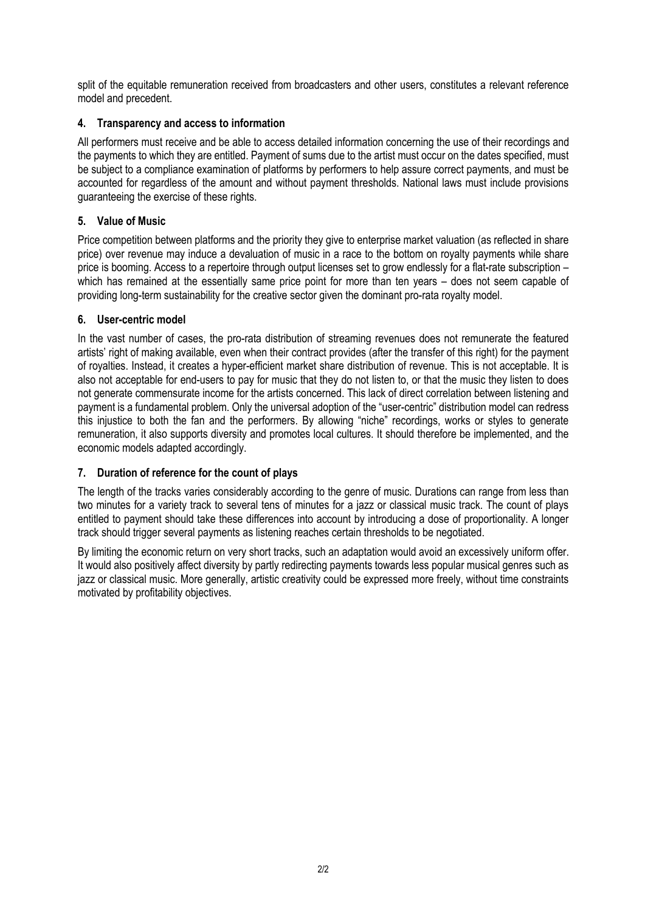split of the equitable remuneration received from broadcasters and other users, constitutes a relevant reference model and precedent.

### 4. Transparency and access to information

All performers must receive and be able to access detailed information concerning the use of their recordings and the payments to which they are entitled. Payment of sums due to the artist must occur on the dates specified, must be subject to a compliance examination of platforms by performers to help assure correct payments, and must be accounted for regardless of the amount and without payment thresholds. National laws must include provisions guaranteeing the exercise of these rights.

### 5. Value of Music

Price competition between platforms and the priority they give to enterprise market valuation (as reflected in share price) over revenue may induce a devaluation of music in a race to the bottom on royalty payments while share price is booming. Access to a repertoire through output licenses set to grow endlessly for a flat-rate subscription – which has remained at the essentially same price point for more than ten years – does not seem capable of providing long-term sustainability for the creative sector given the dominant pro-rata royalty model.

### 6. User-centric model

In the vast number of cases, the pro-rata distribution of streaming revenues does not remunerate the featured artists' right of making available, even when their contract provides (after the transfer of this right) for the payment of royalties. Instead, it creates a hyper-efficient market share distribution of revenue. This is not acceptable. It is also not acceptable for end-users to pay for music that they do not listen to, or that the music they listen to does not generate commensurate income for the artists concerned. This lack of direct correlation between listening and payment is a fundamental problem. Only the universal adoption of the "user-centric" distribution model can redress this injustice to both the fan and the performers. By allowing "niche" recordings, works or styles to generate remuneration, it also supports diversity and promotes local cultures. It should therefore be implemented, and the economic models adapted accordingly.

### 7. Duration of reference for the count of plays

The length of the tracks varies considerably according to the genre of music. Durations can range from less than two minutes for a variety track to several tens of minutes for a jazz or classical music track. The count of plays entitled to payment should take these differences into account by introducing a dose of proportionality. A longer track should trigger several payments as listening reaches certain thresholds to be negotiated.

By limiting the economic return on very short tracks, such an adaptation would avoid an excessively uniform offer. It would also positively affect diversity by partly redirecting payments towards less popular musical genres such as jazz or classical music. More generally, artistic creativity could be expressed more freely, without time constraints motivated by profitability objectives.